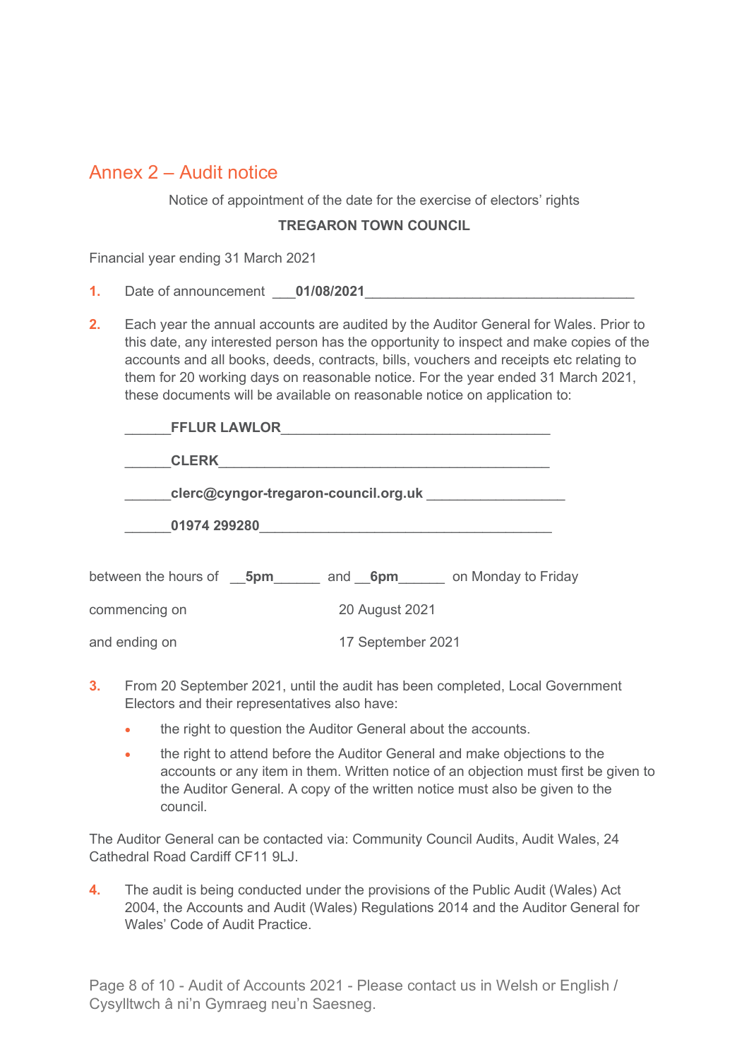## Annex 2 – Audit notice

Notice of appointment of the date for the exercise of electors' rights

**TREGARON TOWN COUNCIL**

Financial year ending 31 March 2021

1. Date of announcement ___**01/08/2021**___________________________________

2. Each year the annual accounts are audited by the Auditor General for Wales. Prior to this date, any interested person has the opportunity to inspect and make copies of the accounts and all books, deeds, contracts, bills, vouchers and receipts etc relating to them for 20 working days on reasonable notice. For the year ended 31 March 2021, these documents will be available on reasonable notice on application to:

   ______**FFLUR LAWLOR**___________________________________

   ______**CLERK**___________________________________________

   ______**clerc@cyngor-tregaron-council.org.uk** _________________

   ______**01974 299280**_____________________________________

between the hours of __**5pm**______ and __**6pm**______ on Monday to Friday

commencing on 20 August 2021

and ending on 17 September 2021

3. From 20 September 2021, until the audit has been completed, Local Government Electors and their representatives also have:
   - the right to question the Auditor General about the accounts.
   - the right to attend before the Auditor General and make objections to the accounts or any item in them. Written notice of an objection must first be given to the Auditor General. A copy of the written notice must also be given to the council.

The Auditor General can be contacted via: Community Council Audits, Audit Wales, 24 Cathedral Road Cardiff CF11 9LJ.

4. The audit is being conducted under the provisions of the Public Audit (Wales) Act 2004, the Accounts and Audit (Wales) Regulations 2014 and the Auditor General for Wales' Code of Audit Practice.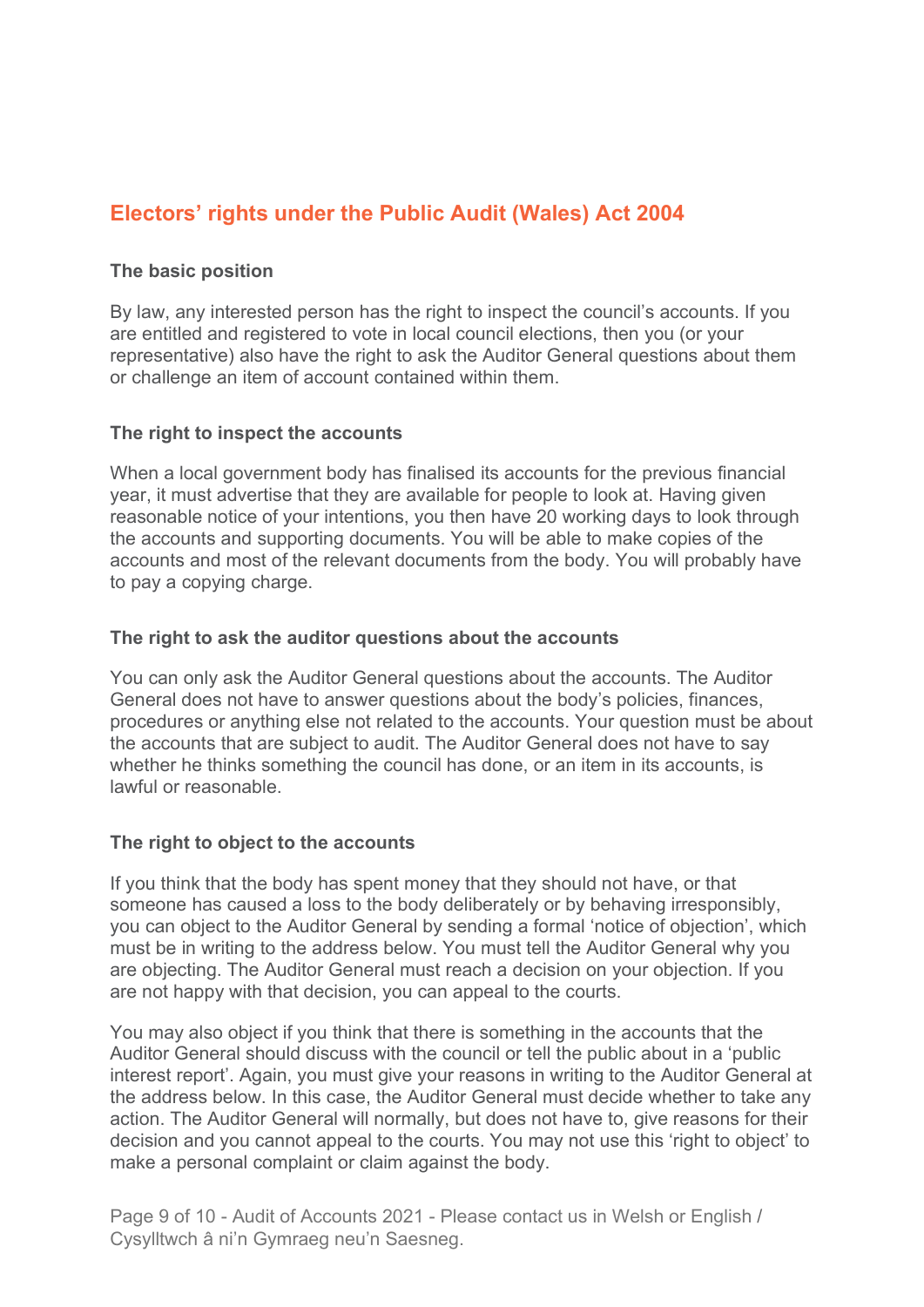## Electors' rights under the Public Audit (Wales) Act 2004

### The basic position

By law, any interested person has the right to inspect the council's accounts. If you are entitled and registered to vote in local council elections, then you (or your representative) also have the right to ask the Auditor General questions about them or challenge an item of account contained within them.

### The right to inspect the accounts

When a local government body has finalised its accounts for the previous financial year, it must advertise that they are available for people to look at. Having given reasonable notice of your intentions, you then have 20 working days to look through the accounts and supporting documents. You will be able to make copies of the accounts and most of the relevant documents from the body. You will probably have to pay a copying charge.

### The right to ask the auditor questions about the accounts

You can only ask the Auditor General questions about the accounts. The Auditor General does not have to answer questions about the body's policies, finances, procedures or anything else not related to the accounts. Your question must be about the accounts that are subject to audit. The Auditor General does not have to say whether he thinks something the council has done, or an item in its accounts, is lawful or reasonable.

### The right to object to the accounts

If you think that the body has spent money that they should not have, or that someone has caused a loss to the body deliberately or by behaving irresponsibly, you can object to the Auditor General by sending a formal 'notice of objection', which must be in writing to the address below. You must tell the Auditor General why you are objecting. The Auditor General must reach a decision on your objection. If you are not happy with that decision, you can appeal to the courts.

You may also object if you think that there is something in the accounts that the Auditor General should discuss with the council or tell the public about in a 'public interest report'. Again, you must give your reasons in writing to the Auditor General at the address below. In this case, the Auditor General must decide whether to take any action. The Auditor General will normally, but does not have to, give reasons for their decision and you cannot appeal to the courts. You may not use this 'right to object' to make a personal complaint or claim against the body.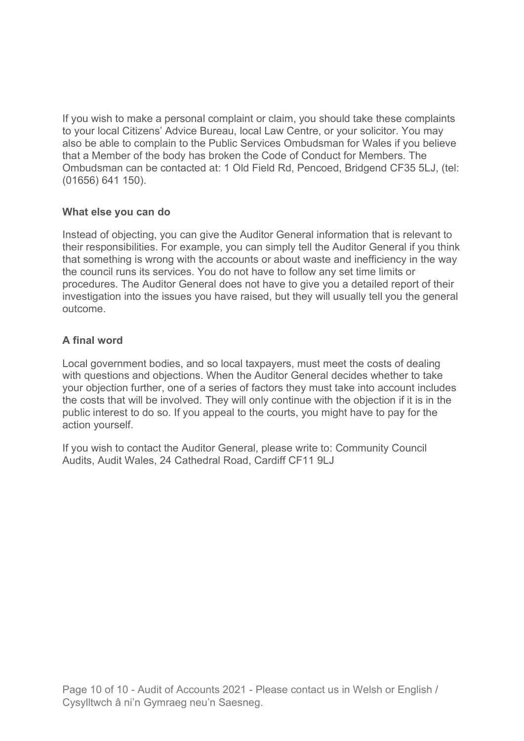If you wish to make a personal complaint or claim, you should take these complaints to your local Citizens' Advice Bureau, local Law Centre, or your solicitor. You may also be able to complain to the Public Services Ombudsman for Wales if you believe that a Member of the body has broken the Code of Conduct for Members. The Ombudsman can be contacted at: 1 Old Field Rd, Pencoed, Bridgend CF35 5LJ, (tel: (01656) 641 150).

**What else you can do**

Instead of objecting, you can give the Auditor General information that is relevant to their responsibilities. For example, you can simply tell the Auditor General if you think that something is wrong with the accounts or about waste and inefficiency in the way the council runs its services. You do not have to follow any set time limits or procedures. The Auditor General does not have to give you a detailed report of their investigation into the issues you have raised, but they will usually tell you the general outcome.

**A final word**

Local government bodies, and so local taxpayers, must meet the costs of dealing with questions and objections. When the Auditor General decides whether to take your objection further, one of a series of factors they must take into account includes the costs that will be involved. They will only continue with the objection if it is in the public interest to do so. If you appeal to the courts, you might have to pay for the action yourself.

If you wish to contact the Auditor General, please write to: Community Council Audits, Audit Wales, 24 Cathedral Road, Cardiff CF11 9LJ